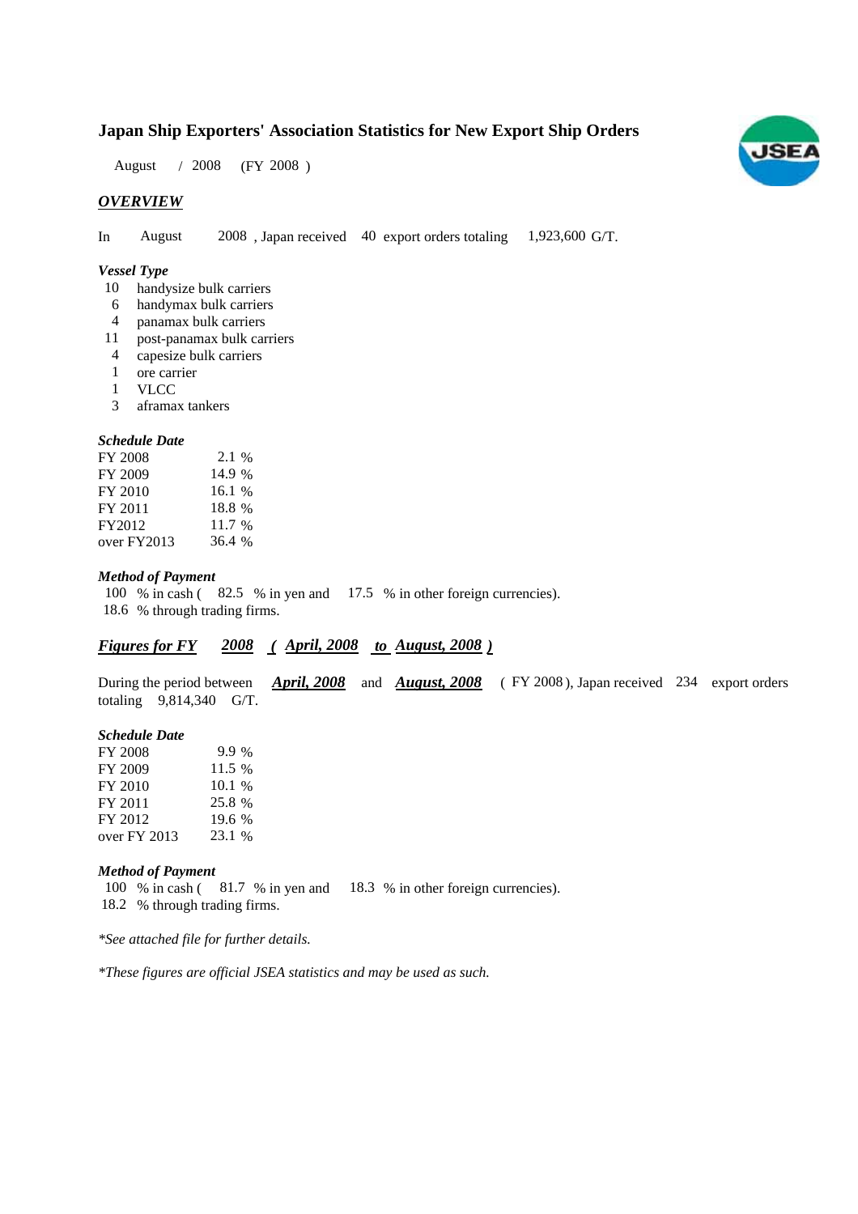# Japan Ship Exporters' Association Statistics for New Export Ship Orders

August / 2008 (FY 2008 )

## *OVERVIEW*

In August 2008 , Japan received 40 export orders totaling 1,923,600 G/T.

### *Vessel Type*

- 10 handysize bulk carriers
- 6 handymax bulk carriers
- 4 panamax bulk carriers
- 11 post-panamax bulk carriers
- 4 capesize bulk carriers
- 1 ore carrier
- 1 VLCC
- 3 aframax tankers

### *Schedule Date*

| | |
|---|---|
| FY 2008 | 2.1 % |
| FY 2009 | 14.9 % |
| FY 2010 | 16.1 % |
| FY 2011 | 18.8 % |
| FY2012 | 11.7 % |
| over FY2013 | 36.4 % |

### *Method of Payment*

100 % in cash ( 82.5 % in yen and 17.5 % in other foreign currencies).
18.6 % through trading firms.

## ***Figures for FY 2008 ( April, 2008 to August, 2008 )***

During the period between ***April, 2008*** and ***August, 2008*** ( FY 2008 ), Japan received 234 export orders totaling 9,814,340 G/T.

### *Schedule Date*

| | |
|---|---|
| FY 2008 | 9.9 % |
| FY 2009 | 11.5 % |
| FY 2010 | 10.1 % |
| FY 2011 | 25.8 % |
| FY 2012 | 19.6 % |
| over FY 2013 | 23.1 % |

### *Method of Payment*

100 % in cash ( 81.7 % in yen and 18.3 % in other foreign currencies).
18.2 % through trading firms.

*\*See attached file for further details.*

*\*These figures are official JSEA statistics and may be used as such.*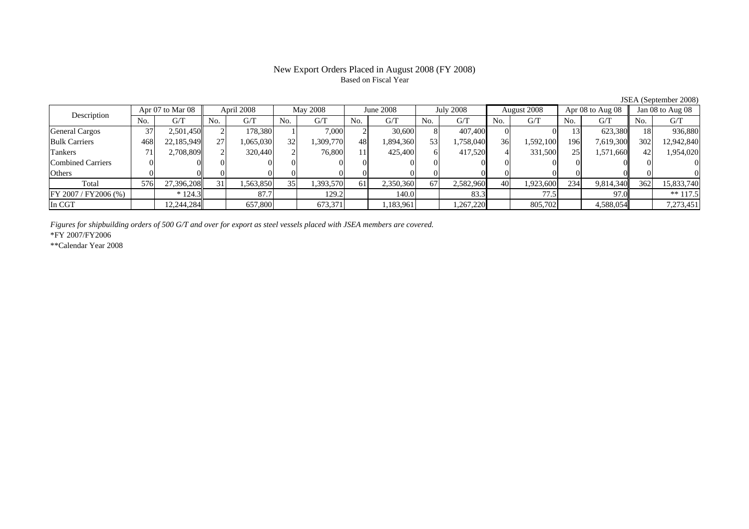# New Export Orders Placed in August 2008 (FY 2008)

Based on Fiscal Year

JSEA (September 2008)

| Description | Apr 07 to Mar 08 | | April 2008 | | May 2008 | | June 2008 | | July 2008 | | August 2008 | | Apr 08 to Aug 08 | | Jan 08 to Aug 08 | |
|---|---|---|---|---|---|---|---|---|---|---|---|---|---|---|---|---|
| | No. | G/T | No. | G/T | No. | G/T | No. | G/T | No. | G/T | No. | G/T | No. | G/T | No. | G/T |
| General Cargos | 37 | 2,501,450 | 2 | 178,380 | 1 | 7,000 | 2 | 30,600 | 8 | 407,400 | 0 | 0 | 13 | 623,380 | 18 | 936,880 |
| Bulk Carriers | 468 | 22,185,949 | 27 | 1,065,030 | 32 | 1,309,770 | 48 | 1,894,360 | 53 | 1,758,040 | 36 | 1,592,100 | 196 | 7,619,300 | 302 | 12,942,840 |
| Tankers | 71 | 2,708,809 | 2 | 320,440 | 2 | 76,800 | 11 | 425,400 | 6 | 417,520 | 4 | 331,500 | 25 | 1,571,660 | 42 | 1,954,020 |
| Combined Carriers | 0 | 0 | 0 | 0 | 0 | 0 | 0 | 0 | 0 | 0 | 0 | 0 | 0 | 0 | 0 | 0 |
| Others | 0 | 0 | 0 | 0 | 0 | 0 | 0 | 0 | 0 | 0 | 0 | 0 | 0 | 0 | 0 | 0 |
| Total | 576 | 27,396,208 | 31 | 1,563,850 | 35 | 1,393,570 | 61 | 2,350,360 | 67 | 2,582,960 | 40 | 1,923,600 | 234 | 9,814,340 | 362 | 15,833,740 |
| FY 2007 / FY2006 (%) | | * 124.3 | | 87.7 | | 129.2 | | 140.0 | | 83.3 | | 77.5 | | 97.0 | | ** 117.5 |
| In CGT | | 12,244,284 | | 657,800 | | 673,371 | | 1,183,961 | | 1,267,220 | | 805,702 | | 4,588,054 | | 7,273,451 |

*Figures for shipbuilding orders of 500 G/T and over for export as steel vessels placed with JSEA members are covered.*

*FY 2007/FY2006

**Calendar Year 2008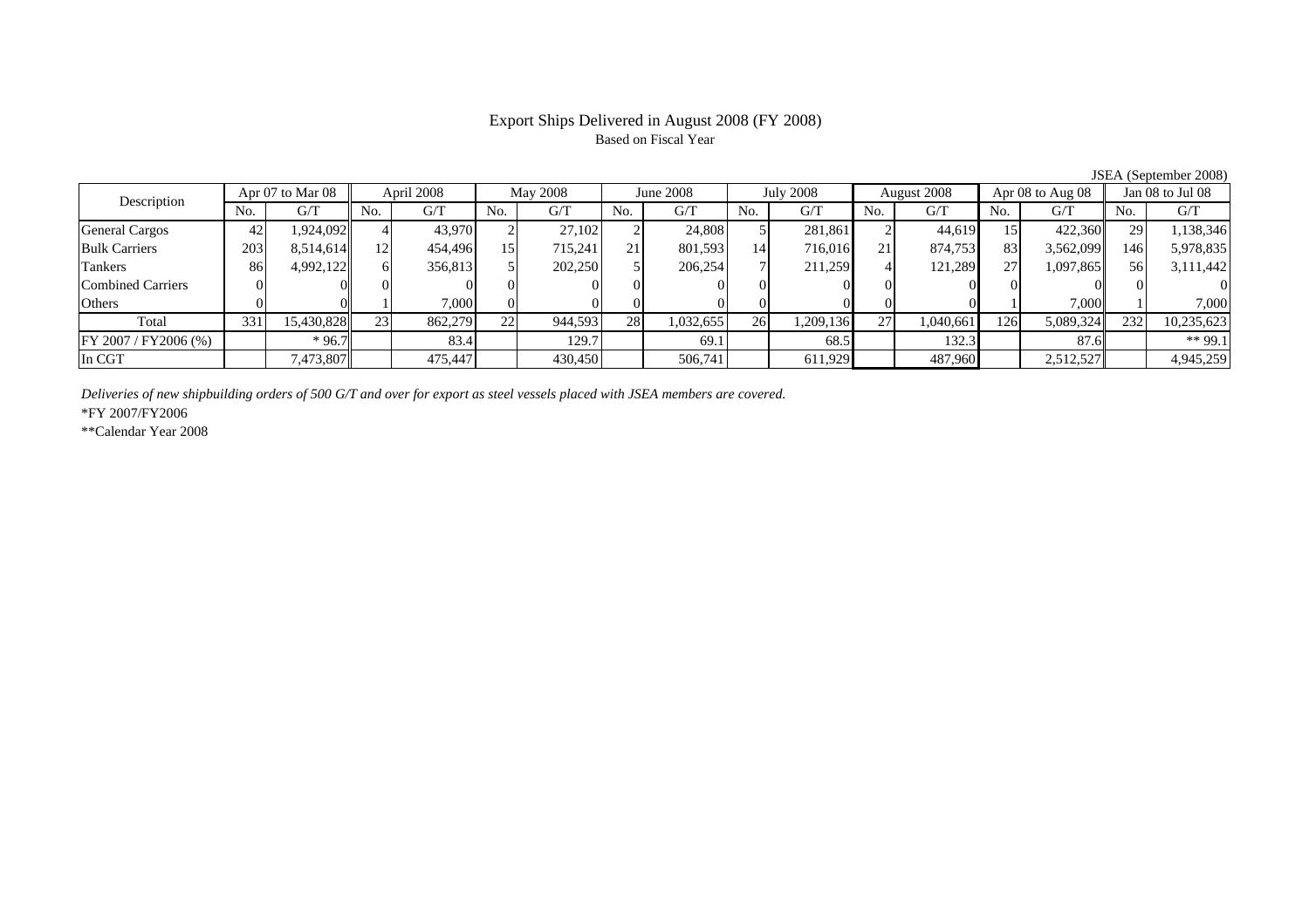# Export Ships Delivered in August 2008 (FY 2008)

Based on Fiscal Year

JSEA (September 2008)

| Description | Apr 07 to Mar 08 | | April 2008 | | May 2008 | | June 2008 | | July 2008 | | August 2008 | | Apr 08 to Aug 08 | | Jan 08 to Jul 08 | |
|---|---|---|---|---|---|---|---|---|---|---|---|---|---|---|---|---|
| | No. | G/T | No. | G/T | No. | G/T | No. | G/T | No. | G/T | No. | G/T | No. | G/T | No. | G/T |
| General Cargos | 42 | 1,924,092 | 4 | 43,970 | 2 | 27,102 | 2 | 24,808 | 5 | 281,861 | 2 | 44,619 | 15 | 422,360 | 29 | 1,138,346 |
| Bulk Carriers | 203 | 8,514,614 | 12 | 454,496 | 15 | 715,241 | 21 | 801,593 | 14 | 716,016 | 21 | 874,753 | 83 | 3,562,099 | 146 | 5,978,835 |
| Tankers | 86 | 4,992,122 | 6 | 356,813 | 5 | 202,250 | 5 | 206,254 | 7 | 211,259 | 4 | 121,289 | 27 | 1,097,865 | 56 | 3,111,442 |
| Combined Carriers | 0 | 0 | 0 | 0 | 0 | 0 | 0 | 0 | 0 | 0 | 0 | 0 | 0 | 0 | 0 | 0 |
| Others | 0 | 0 | 1 | 7,000 | 0 | 0 | 0 | 0 | 0 | 0 | 0 | 0 | 1 | 7,000 | 1 | 7,000 |
| Total | 331 | 15,430,828 | 23 | 862,279 | 22 | 944,593 | 28 | 1,032,655 | 26 | 1,209,136 | 27 | 1,040,661 | 126 | 5,089,324 | 232 | 10,235,623 |
| FY 2007 / FY2006 (%) | | * 96.7 | | 83.4 | | 129.7 | | 69.1 | | 68.5 | | 132.3 | | 87.6 | | ** 99.1 |
| In CGT | | 7,473,807 | | 475,447 | | 430,450 | | 506,741 | | 611,929 | | 487,960 | | 2,512,527 | | 4,945,259 |

*Deliveries of new shipbuilding orders of 500 G/T and over for export as steel vessels placed with JSEA members are covered.*

*FY 2007/FY2006

**Calendar Year 2008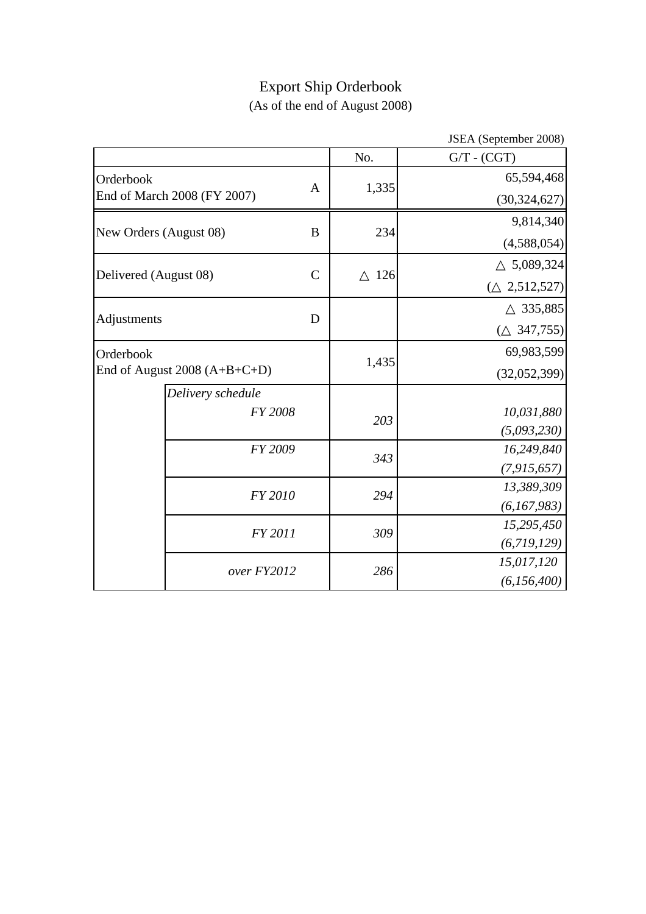# Export Ship Orderbook

(As of the end of August 2008)

JSEA (September 2008)

| | | | No. | G/T - (CGT) |
|---|---|---|---|---|
| Orderbook<br>End of March 2008 (FY 2007) | | A | 1,335 | 65,594,468<br>(30,324,627) |
| New Orders (August 08) | | B | 234 | 9,814,340<br>(4,588,054) |
| Delivered (August 08) | | C | △ 126 | △ 5,089,324<br>(△ 2,512,527) |
| Adjustments | | D | | △ 335,885<br>(△ 347,755) |
| Orderbook<br>End of August 2008 (A+B+C+D) | | | 1,435 | 69,983,599<br>(32,052,399) |
| | *Delivery schedule*<br>*FY 2008* | | *203* | *10,031,880*<br>*(5,093,230)* |
| | *FY 2009* | | *343* | *16,249,840*<br>*(7,915,657)* |
| | *FY 2010* | | *294* | *13,389,309*<br>*(6,167,983)* |
| | *FY 2011* | | *309* | *15,295,450*<br>*(6,719,129)* |
| | *over FY2012* | | *286* | *15,017,120*<br>*(6,156,400)* |